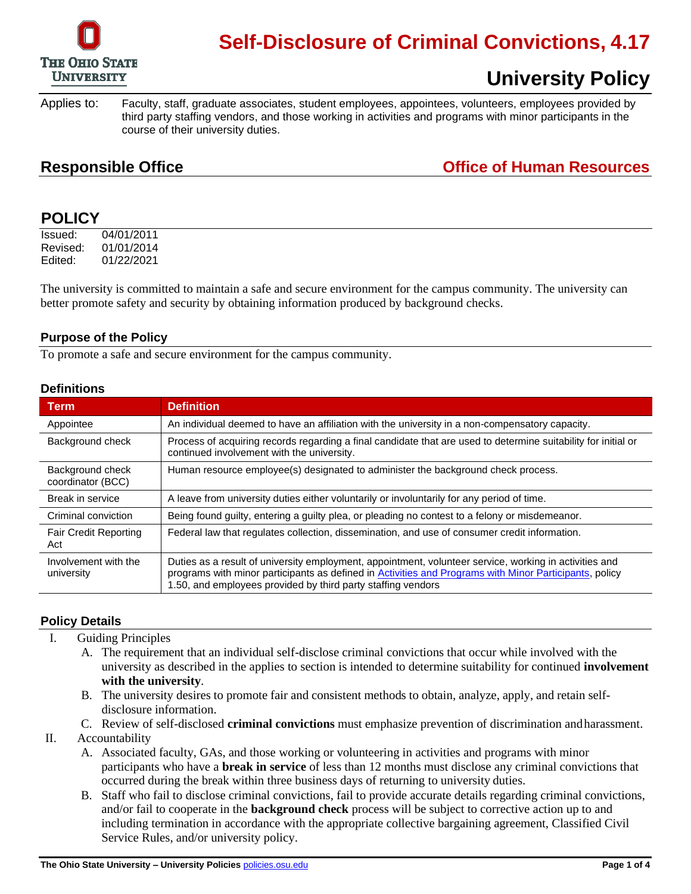# Self-Disclosure of Criminal Convictions, 4.17

## University Policy

Applies to: Faculty, staff, graduate associates, student employees, appointees, volunteers, employees provided by third party staffing vendors, and those working in activities and programs with minor participants in the course of their university duties.

## Responsible Office — Office of Human Resources

## POLICY

Issued: 04/01/2011
Revised: 01/01/2014
Edited: 01/22/2021

The university is committed to maintain a safe and secure environment for the campus community. The university can better promote safety and security by obtaining information produced by background checks.

### Purpose of the Policy

To promote a safe and secure environment for the campus community.

### Definitions

| Term | Definition |
|---|---|
| Appointee | An individual deemed to have an affiliation with the university in a non-compensatory capacity. |
| Background check | Process of acquiring records regarding a final candidate that are used to determine suitability for initial or continued involvement with the university. |
| Background check coordinator (BCC) | Human resource employee(s) designated to administer the background check process. |
| Break in service | A leave from university duties either voluntarily or involuntarily for any period of time. |
| Criminal conviction | Being found guilty, entering a guilty plea, or pleading no contest to a felony or misdemeanor. |
| Fair Credit Reporting Act | Federal law that regulates collection, dissemination, and use of consumer credit information. |
| Involvement with the university | Duties as a result of university employment, appointment, volunteer service, working in activities and programs with minor participants as defined in Activities and Programs with Minor Participants, policy 1.50, and employees provided by third party staffing vendors |

### Policy Details

I. Guiding Principles
   A. The requirement that an individual self-disclose criminal convictions that occur while involved with the university as described in the applies to section is intended to determine suitability for continued **involvement with the university**.
   B. The university desires to promote fair and consistent methods to obtain, analyze, apply, and retain self-disclosure information.
   C. Review of self-disclosed **criminal convictions** must emphasize prevention of discrimination and harassment.

II. Accountability
   A. Associated faculty, GAs, and those working or volunteering in activities and programs with minor participants who have a **break in service** of less than 12 months must disclose any criminal convictions that occurred during the break within three business days of returning to university duties.
   B. Staff who fail to disclose criminal convictions, fail to provide accurate details regarding criminal convictions, and/or fail to cooperate in the **background check** process will be subject to corrective action up to and including termination in accordance with the appropriate collective bargaining agreement, Classified Civil Service Rules, and/or university policy.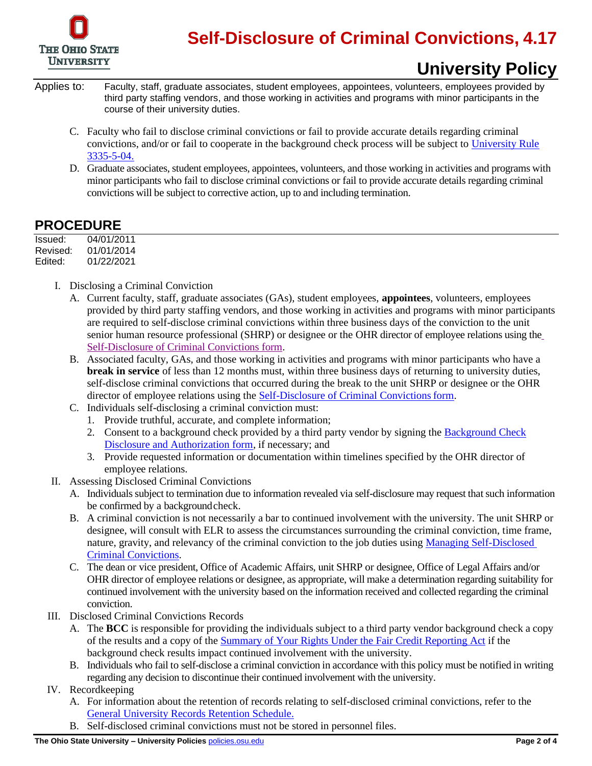Applies to: Faculty, staff, graduate associates, student employees, appointees, volunteers, employees provided by third party staffing vendors, and those working in activities and programs with minor participants in the course of their university duties.

C. Faculty who fail to disclose criminal convictions or fail to provide accurate details regarding criminal convictions, and/or or fail to cooperate in the background check process will be subject to University Rule 3335-5-04.

D. Graduate associates, student employees, appointees, volunteers, and those working in activities and programs with minor participants who fail to disclose criminal convictions or fail to provide accurate details regarding criminal convictions will be subject to corrective action, up to and including termination.

## PROCEDURE

Issued: 04/01/2011
Revised: 01/01/2014
Edited: 01/22/2021

I. Disclosing a Criminal Conviction
   A. Current faculty, staff, graduate associates (GAs), student employees, **appointees**, volunteers, employees provided by third party staffing vendors, and those working in activities and programs with minor participants are required to self-disclose criminal convictions within three business days of the conviction to the unit senior human resource professional (SHRP) or designee or the OHR director of employee relations using the Self-Disclosure of Criminal Convictions form.
   B. Associated faculty, GAs, and those working in activities and programs with minor participants who have a **break in service** of less than 12 months must, within three business days of returning to university duties, self-disclose criminal convictions that occurred during the break to the unit SHRP or designee or the OHR director of employee relations using the Self-Disclosure of Criminal Convictions form.
   C. Individuals self-disclosing a criminal conviction must:
      1. Provide truthful, accurate, and complete information;
      2. Consent to a background check provided by a third party vendor by signing the Background Check Disclosure and Authorization form, if necessary; and
      3. Provide requested information or documentation within timelines specified by the OHR director of employee relations.

II. Assessing Disclosed Criminal Convictions
   A. Individuals subject to termination due to information revealed via self-disclosure may request that such information be confirmed by a background check.
   B. A criminal conviction is not necessarily a bar to continued involvement with the university. The unit SHRP or designee, will consult with ELR to assess the circumstances surrounding the criminal conviction, time frame, nature, gravity, and relevancy of the criminal conviction to the job duties using Managing Self-Disclosed Criminal Convictions.
   C. The dean or vice president, Office of Academic Affairs, unit SHRP or designee, Office of Legal Affairs and/or OHR director of employee relations or designee, as appropriate, will make a determination regarding suitability for continued involvement with the university based on the information received and collected regarding the criminal conviction.

III. Disclosed Criminal Convictions Records
   A. The **BCC** is responsible for providing the individuals subject to a third party vendor background check a copy of the results and a copy of the Summary of Your Rights Under the Fair Credit Reporting Act if the background check results impact continued involvement with the university.
   B. Individuals who fail to self-disclose a criminal conviction in accordance with this policy must be notified in writing regarding any decision to discontinue their continued involvement with the university.

IV. Recordkeeping
   A. For information about the retention of records relating to self-disclosed criminal convictions, refer to the General University Records Retention Schedule.
   B. Self-disclosed criminal convictions must not be stored in personnel files.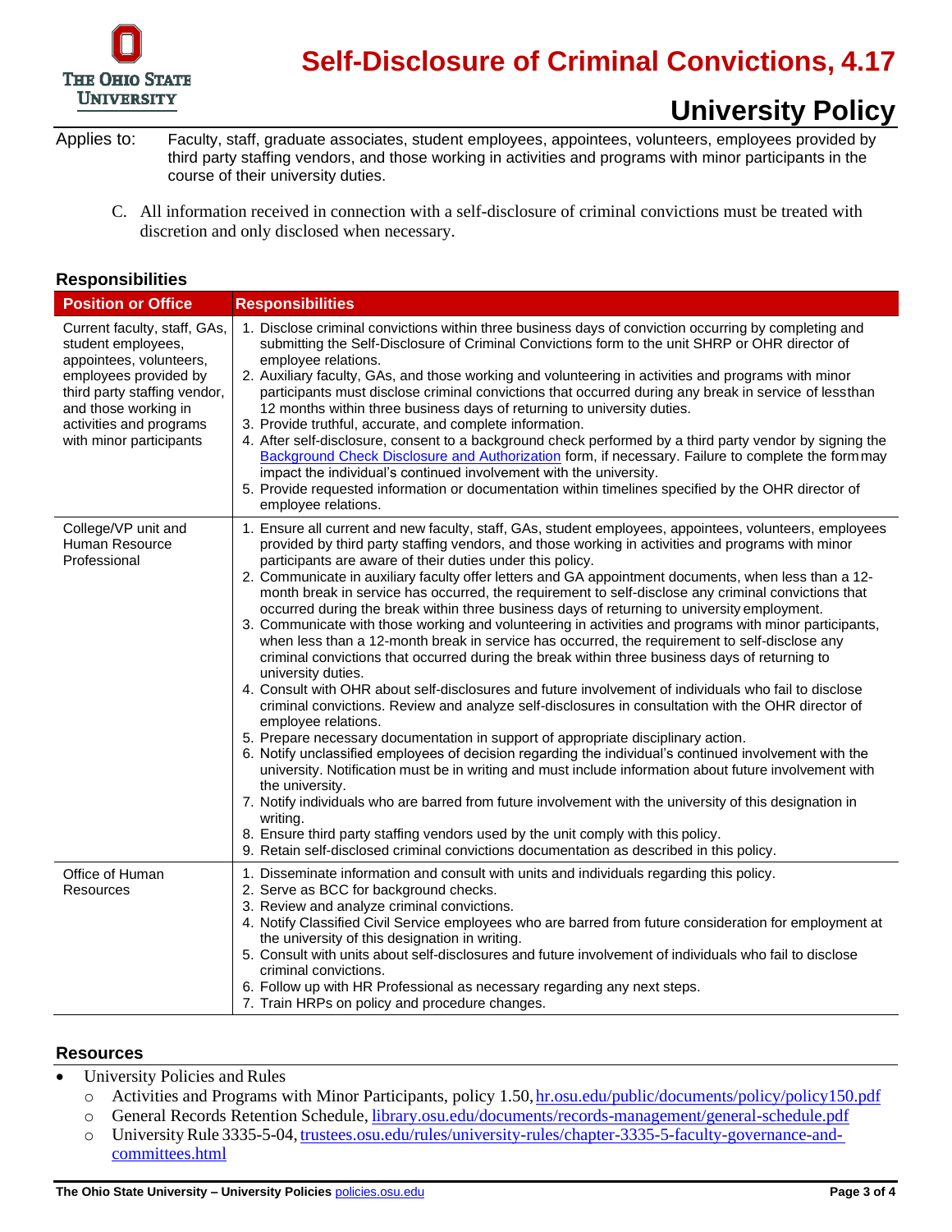Applies to: Faculty, staff, graduate associates, student employees, appointees, volunteers, employees provided by third party staffing vendors, and those working in activities and programs with minor participants in the course of their university duties.

C. All information received in connection with a self-disclosure of criminal convictions must be treated with discretion and only disclosed when necessary.

## Responsibilities

| Position or Office | Responsibilities |
|---|---|
| Current faculty, staff, GAs, student employees, appointees, volunteers, employees provided by third party staffing vendor, and those working in activities and programs with minor participants | 1. Disclose criminal convictions within three business days of conviction occurring by completing and submitting the Self-Disclosure of Criminal Convictions form to the unit SHRP or OHR director of employee relations.<br>2. Auxiliary faculty, GAs, and those working and volunteering in activities and programs with minor participants must disclose criminal convictions that occurred during any break in service of less than 12 months within three business days of returning to university duties.<br>3. Provide truthful, accurate, and complete information.<br>4. After self-disclosure, consent to a background check performed by a third party vendor by signing the Background Check Disclosure and Authorization form, if necessary. Failure to complete the form may impact the individual's continued involvement with the university.<br>5. Provide requested information or documentation within timelines specified by the OHR director of employee relations. |
| College/VP unit and Human Resource Professional | 1. Ensure all current and new faculty, staff, GAs, student employees, appointees, volunteers, employees provided by third party staffing vendors, and those working in activities and programs with minor participants are aware of their duties under this policy.<br>2. Communicate in auxiliary faculty offer letters and GA appointment documents, when less than a 12-month break in service has occurred, the requirement to self-disclose any criminal convictions that occurred during the break within three business days of returning to university employment.<br>3. Communicate with those working and volunteering in activities and programs with minor participants, when less than a 12-month break in service has occurred, the requirement to self-disclose any criminal convictions that occurred during the break within three business days of returning to university duties.<br>4. Consult with OHR about self-disclosures and future involvement of individuals who fail to disclose criminal convictions. Review and analyze self-disclosures in consultation with the OHR director of employee relations.<br>5. Prepare necessary documentation in support of appropriate disciplinary action.<br>6. Notify unclassified employees of decision regarding the individual's continued involvement with the university. Notification must be in writing and must include information about future involvement with the university.<br>7. Notify individuals who are barred from future involvement with the university of this designation in writing.<br>8. Ensure third party staffing vendors used by the unit comply with this policy.<br>9. Retain self-disclosed criminal convictions documentation as described in this policy. |
| Office of Human Resources | 1. Disseminate information and consult with units and individuals regarding this policy.<br>2. Serve as BCC for background checks.<br>3. Review and analyze criminal convictions.<br>4. Notify Classified Civil Service employees who are barred from future consideration for employment at the university of this designation in writing.<br>5. Consult with units about self-disclosures and future involvement of individuals who fail to disclose criminal convictions.<br>6. Follow up with HR Professional as necessary regarding any next steps.<br>7. Train HRPs on policy and procedure changes. |

## Resources

- University Policies and Rules
  - Activities and Programs with Minor Participants, policy 1.50, hr.osu.edu/public/documents/policy/policy150.pdf
  - General Records Retention Schedule, library.osu.edu/documents/records-management/general-schedule.pdf
  - University Rule 3335-5-04, trustees.osu.edu/rules/university-rules/chapter-3335-5-faculty-governance-and-committees.html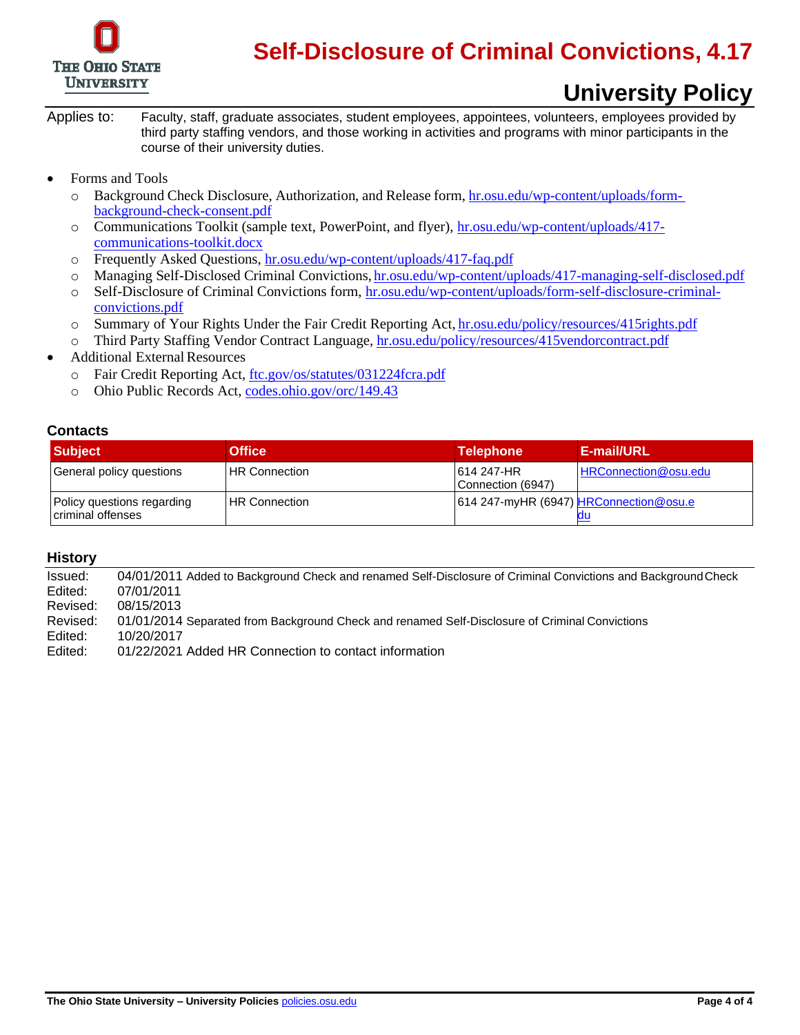Applies to: Faculty, staff, graduate associates, student employees, appointees, volunteers, employees provided by third party staffing vendors, and those working in activities and programs with minor participants in the course of their university duties.

- Forms and Tools
  - Background Check Disclosure, Authorization, and Release form, hr.osu.edu/wp-content/uploads/form-background-check-consent.pdf
  - Communications Toolkit (sample text, PowerPoint, and flyer), hr.osu.edu/wp-content/uploads/417-communications-toolkit.docx
  - Frequently Asked Questions, hr.osu.edu/wp-content/uploads/417-faq.pdf
  - Managing Self-Disclosed Criminal Convictions, hr.osu.edu/wp-content/uploads/417-managing-self-disclosed.pdf
  - Self-Disclosure of Criminal Convictions form, hr.osu.edu/wp-content/uploads/form-self-disclosure-criminal-convictions.pdf
  - Summary of Your Rights Under the Fair Credit Reporting Act, hr.osu.edu/policy/resources/415rights.pdf
  - Third Party Staffing Vendor Contract Language, hr.osu.edu/policy/resources/415vendorcontract.pdf
- Additional External Resources
  - Fair Credit Reporting Act, ftc.gov/os/statutes/031224fcra.pdf
  - Ohio Public Records Act, codes.ohio.gov/orc/149.43

## Contacts

| Subject | Office | Telephone | E-mail/URL |
|---|---|---|---|
| General policy questions | HR Connection | 614 247-HR Connection (6947) | HRConnection@osu.edu |
| Policy questions regarding criminal offenses | HR Connection | 614 247-myHR (6947) | HRConnection@osu.edu |

## History

Issued: 04/01/2011 Added to Background Check and renamed Self-Disclosure of Criminal Convictions and Background Check
Edited: 07/01/2011
Revised: 08/15/2013
Revised: 01/01/2014 Separated from Background Check and renamed Self-Disclosure of Criminal Convictions
Edited: 10/20/2017
Edited: 01/22/2021 Added HR Connection to contact information